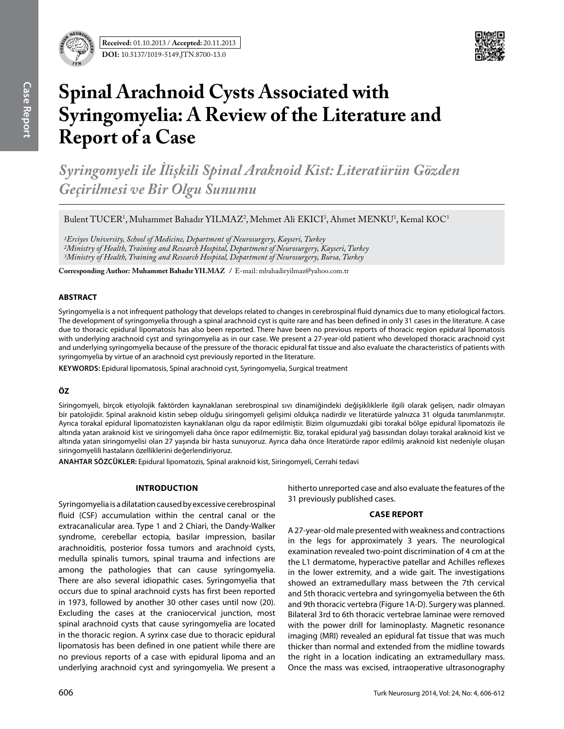**Received:** 01.10.2013 / **Accepted:** 20.11.2013

**DOI:** 10.5137/1019-5149.JTN.8700-13.0

# Spinal Arachnoid Cysts Associated with Syringomyelia: A Review of the Literature and Report of a Case

## *Syringomyeli ile İlişkili Spinal Araknoid Kist: Literatürün Gözden Geçirilmesi ve Bir Olgu Sunumu*

Bulent TUCER[1], Muhammet Bahadır YILMAZ[2], Mehmet Ali EKICI[3], Ahmet MENKU[1], Kemal KOC[1]

*[1]Erciyes University, School of Medicine, Department of Neurosurgery, Kayseri, Turkey*
*[2]Ministry of Health, Training and Research Hospital, Department of Neurosurgery, Kayseri, Turkey*
*[3]Ministry of Health, Training and Research Hospital, Department of Neurosurgery, Bursa, Turkey*

**Corresponding Author: Muhammet Bahadır YILMAZ** / E-mail: mbahadiryilmaz@yahoo.com.tr

### ABSTRACT

Syringomyelia is a not infrequent pathology that develops related to changes in cerebrospinal fluid dynamics due to many etiological factors. The development of syringomyelia through a spinal arachnoid cyst is quite rare and has been defined in only 31 cases in the literature. A case due to thoracic epidural lipomatosis has also been reported. There have been no previous reports of thoracic region epidural lipomatosis with underlying arachnoid cyst and syringomyelia as in our case. We present a 27-year-old patient who developed thoracic arachnoid cyst and underlying syringomyelia because of the pressure of the thoracic epidural fat tissue and also evaluate the characteristics of patients with syringomyelia by virtue of an arachnoid cyst previously reported in the literature.

**KEYWORDS:** Epidural lipomatosis, Spinal arachnoid cyst, Syringomyelia, Surgical treatment

### ÖZ

Siringomyeli, birçok etiyolojik faktörden kaynaklanan serebrospinal sıvı dinamiğindeki değişikliklerle ilgili olarak gelişen, nadir olmayan bir patolojidir. Spinal araknoid kistin sebep olduğu siringomyeli gelişimi oldukça nadirdir ve literatürde yalnızca 31 olguda tanımlanmıştır. Ayrıca torakal epidural lipomatozisten kaynaklanan olgu da rapor edilmiştir. Bizim olgumuzdaki gibi torakal bölge epidural lipomatozis ile altında yatan araknoid kist ve siringomyeli daha önce rapor edilmemiştir. Biz, torakal epidural yağ basısından dolayı torakal araknoid kist ve altında yatan siringomyelisi olan 27 yaşında bir hasta sunuyoruz. Ayrıca daha önce literatürde rapor edilmiş araknoid kist nedeniyle oluşan siringomyelili hastaların özelliklerini değerlendiriyoruz.

**ANAHTAR SÖZCÜKLER:** Epidural lipomatozis, Spinal araknoid kist, Siringomyeli, Cerrahi tedavi

### INTRODUCTION

Syringomyelia is a dilatation caused by excessive cerebrospinal fluid (CSF) accumulation within the central canal or the extracanalicular area. Type 1 and 2 Chiari, the Dandy-Walker syndrome, cerebellar ectopia, basilar impression, basilar arachnoiditis, posterior fossa tumors and arachnoid cysts, medulla spinalis tumors, spinal trauma and infections are among the pathologies that can cause syringomyelia. There are also several idiopathic cases. Syringomyelia that occurs due to spinal arachnoid cysts has first been reported in 1973, followed by another 30 other cases until now (20). Excluding the cases at the craniocervical junction, most spinal arachnoid cysts that cause syringomyelia are located in the thoracic region. A syrinx case due to thoracic epidural lipomatosis has been defined in one patient while there are no previous reports of a case with epidural lipoma and an underlying arachnoid cyst and syringomyelia. We present a hitherto unreported case and also evaluate the features of the 31 previously published cases.

### CASE REPORT

A 27-year-old male presented with weakness and contractions in the legs for approximately 3 years. The neurological examination revealed two-point discrimination of 4 cm at the the L1 dermatome, hyperactive patellar and Achilles reflexes in the lower extremity, and a wide gait. The investigations showed an extramedullary mass between the 7th cervical and 5th thoracic vertebra and syringomyelia between the 6th and 9th thoracic vertebra (Figure 1A-D). Surgery was planned. Bilateral 3rd to 6th thoracic vertebrae laminae were removed with the power drill for laminoplasty. Magnetic resonance imaging (MRI) revealed an epidural fat tissue that was much thicker than normal and extended from the midline towards the right in a location indicating an extramedullary mass. Once the mass was excised, intraoperative ultrasonography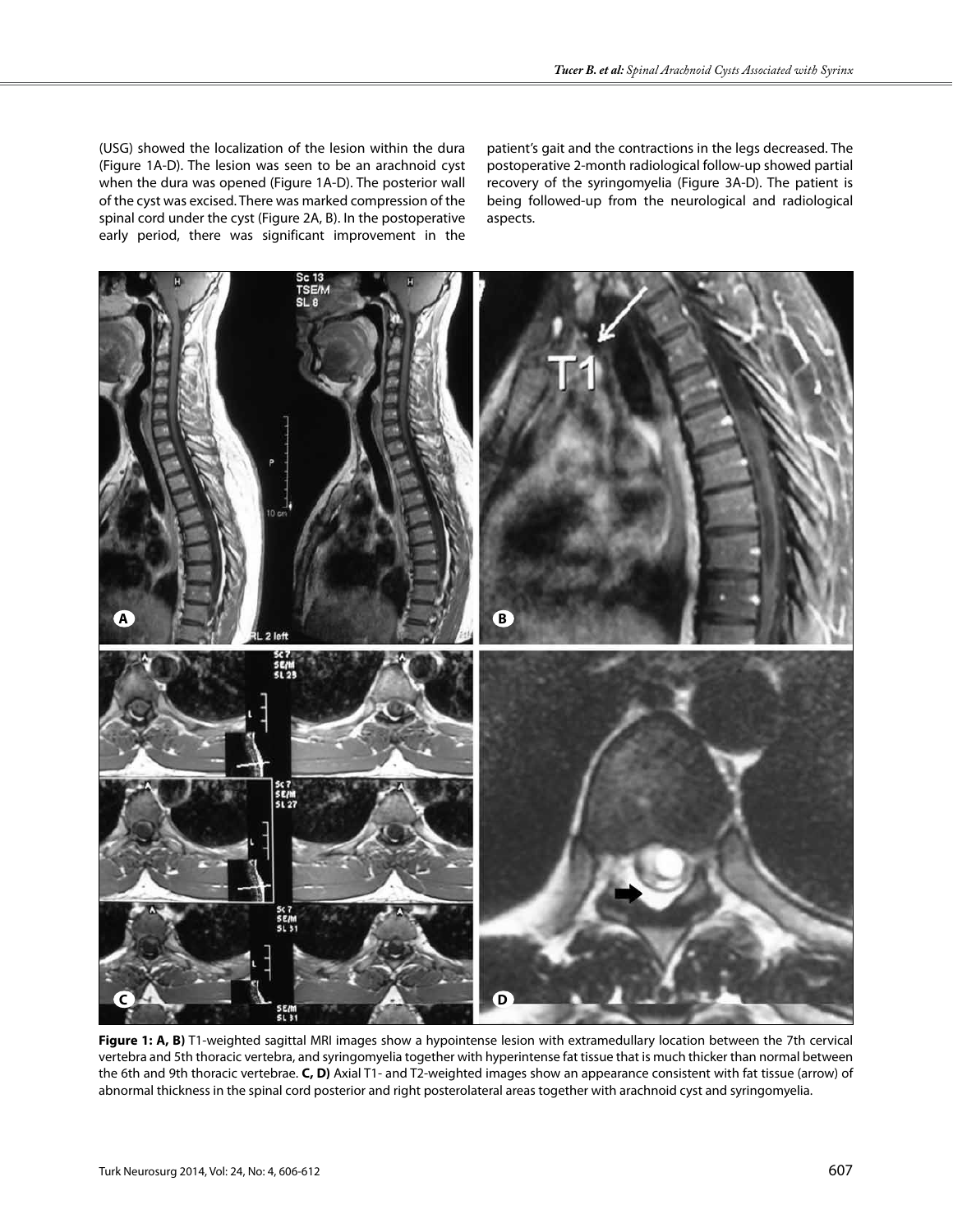(USG) showed the localization of the lesion within the dura (Figure 1A-D). The lesion was seen to be an arachnoid cyst when the dura was opened (Figure 1A-D). The posterior wall of the cyst was excised. There was marked compression of the spinal cord under the cyst (Figure 2A, B). In the postoperative early period, there was significant improvement in the patient's gait and the contractions in the legs decreased. The postoperative 2-month radiological follow-up showed partial recovery of the syringomyelia (Figure 3A-D). The patient is being followed-up from the neurological and radiological aspects.

**Figure 1: A, B)** T1-weighted sagittal MRI images show a hypointense lesion with extramedullary location between the 7th cervical vertebra and 5th thoracic vertebra, and syringomyelia together with hyperintense fat tissue that is much thicker than normal between the 6th and 9th thoracic vertebrae. **C, D)** Axial T1- and T2-weighted images show an appearance consistent with fat tissue (arrow) of abnormal thickness in the spinal cord posterior and right posterolateral areas together with arachnoid cyst and syringomyelia.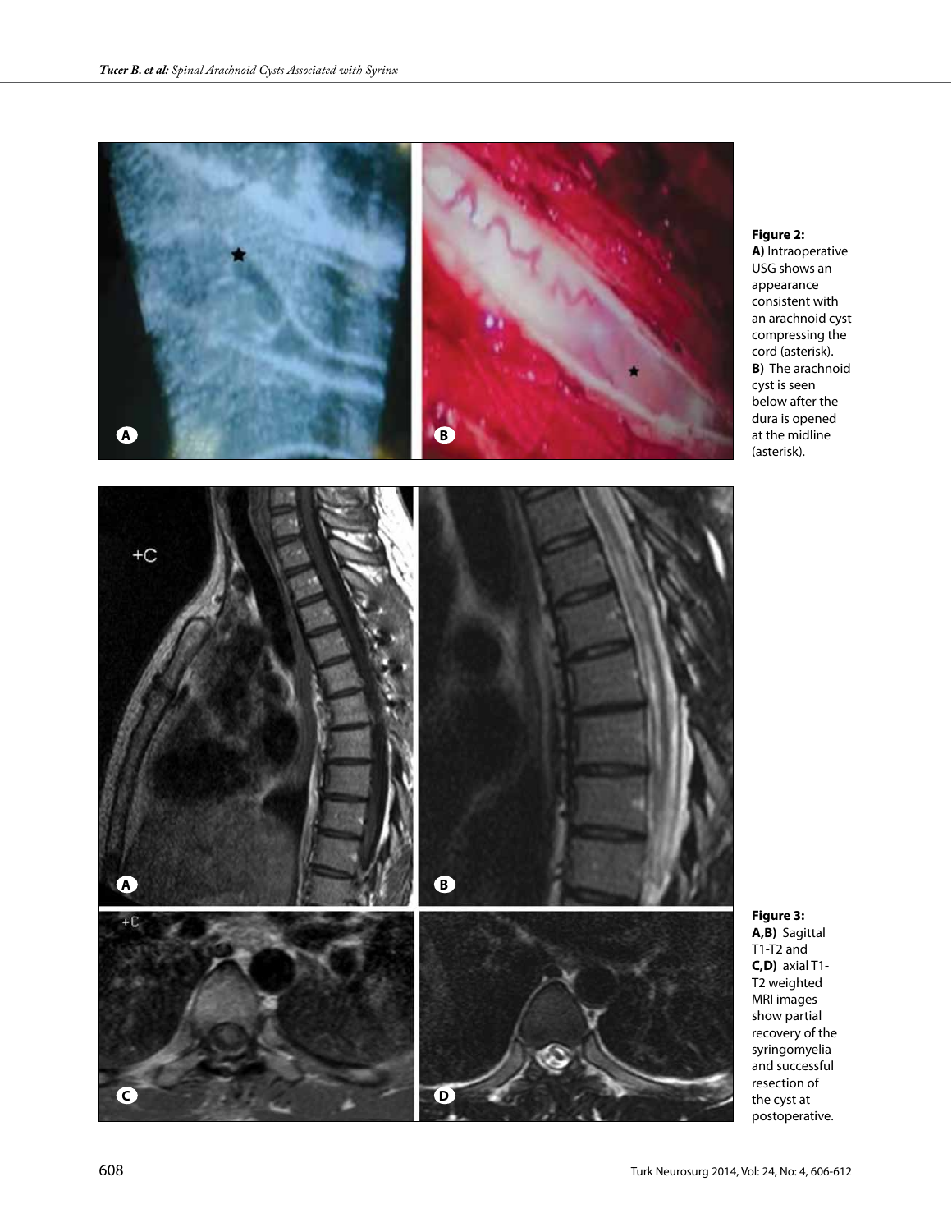**Figure 2: A)** Intraoperative USG shows an appearance consistent with an arachnoid cyst compressing the cord (asterisk). **B)** The arachnoid cyst is seen below after the dura is opened at the midline (asterisk).

**Figure 3: A,B)** Sagittal T1-T2 and **C,D)** axial T1-T2 weighted MRI images show partial recovery of the syringomyelia and successful resection of the cyst at postoperative.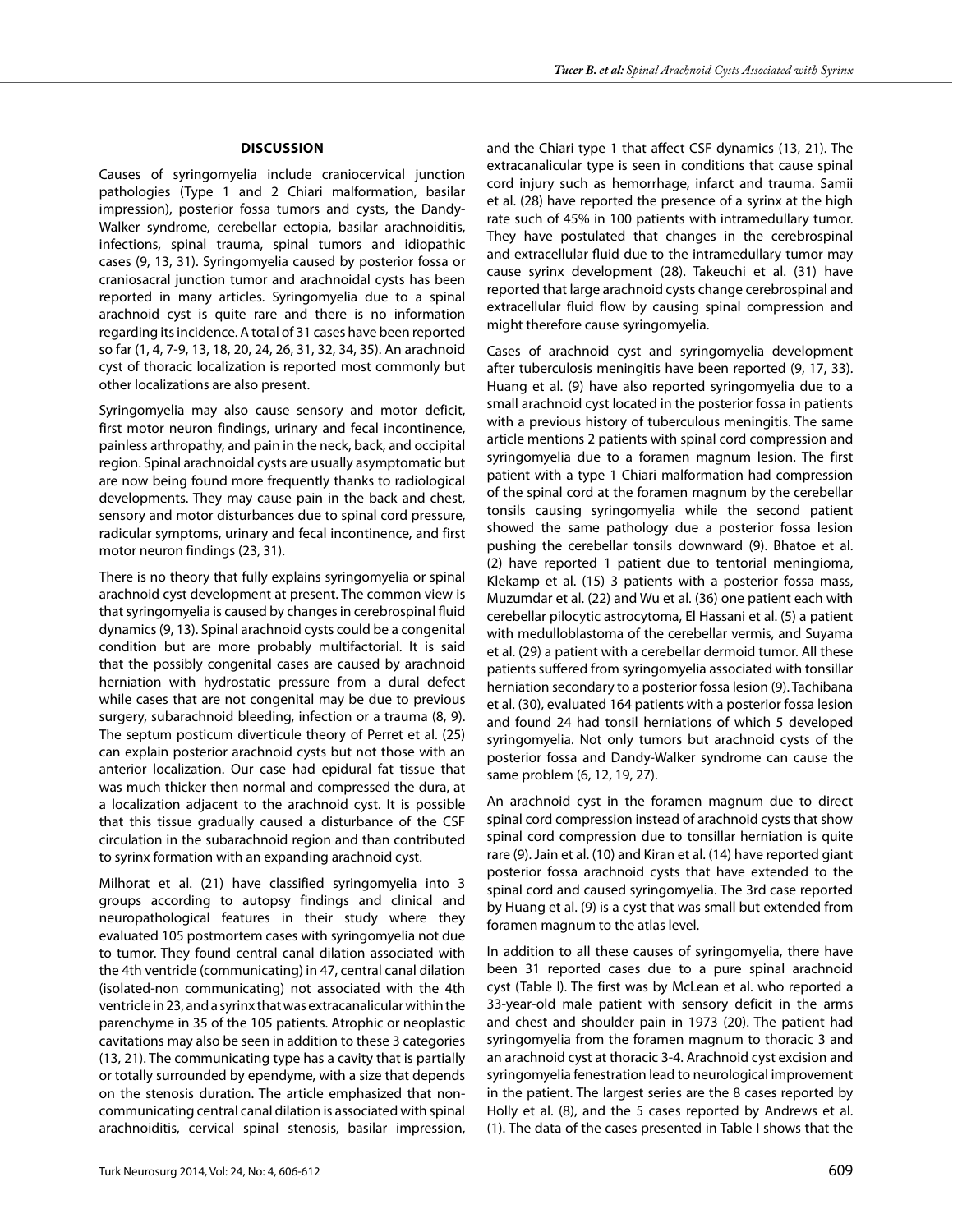## DISCUSSION

Causes of syringomyelia include craniocervical junction pathologies (Type 1 and 2 Chiari malformation, basilar impression), posterior fossa tumors and cysts, the Dandy-Walker syndrome, cerebellar ectopia, basilar arachnoiditis, infections, spinal trauma, spinal tumors and idiopathic cases (9, 13, 31). Syringomyelia caused by posterior fossa or craniosacral junction tumor and arachnoidal cysts has been reported in many articles. Syringomyelia due to a spinal arachnoid cyst is quite rare and there is no information regarding its incidence. A total of 31 cases have been reported so far (1, 4, 7-9, 13, 18, 20, 24, 26, 31, 32, 34, 35). An arachnoid cyst of thoracic localization is reported most commonly but other localizations are also present.

Syringomyelia may also cause sensory and motor deficit, first motor neuron findings, urinary and fecal incontinence, painless arthropathy, and pain in the neck, back, and occipital region. Spinal arachnoidal cysts are usually asymptomatic but are now being found more frequently thanks to radiological developments. They may cause pain in the back and chest, sensory and motor disturbances due to spinal cord pressure, radicular symptoms, urinary and fecal incontinence, and first motor neuron findings (23, 31).

There is no theory that fully explains syringomyelia or spinal arachnoid cyst development at present. The common view is that syringomyelia is caused by changes in cerebrospinal fluid dynamics (9, 13). Spinal arachnoid cysts could be a congenital condition but are more probably multifactorial. It is said that the possibly congenital cases are caused by arachnoid herniation with hydrostatic pressure from a dural defect while cases that are not congenital may be due to previous surgery, subarachnoid bleeding, infection or a trauma (8, 9). The septum posticum diverticule theory of Perret et al. (25) can explain posterior arachnoid cysts but not those with an anterior localization. Our case had epidural fat tissue that was much thicker then normal and compressed the dura, at a localization adjacent to the arachnoid cyst. It is possible that this tissue gradually caused a disturbance of the CSF circulation in the subarachnoid region and than contributed to syrinx formation with an expanding arachnoid cyst.

Milhorat et al. (21) have classified syringomyelia into 3 groups according to autopsy findings and clinical and neuropathological features in their study where they evaluated 105 postmortem cases with syringomyelia not due to tumor. They found central canal dilation associated with the 4th ventricle (communicating) in 47, central canal dilation (isolated-non communicating) not associated with the 4th ventricle in 23, and a syrinx that was extracanalicular within the parenchyme in 35 of the 105 patients. Atrophic or neoplastic cavitations may also be seen in addition to these 3 categories (13, 21). The communicating type has a cavity that is partially or totally surrounded by ependyme, with a size that depends on the stenosis duration. The article emphasized that non-communicating central canal dilation is associated with spinal arachnoiditis, cervical spinal stenosis, basilar impression, and the Chiari type 1 that affect CSF dynamics (13, 21). The extracanalicular type is seen in conditions that cause spinal cord injury such as hemorrhage, infarct and trauma. Samii et al. (28) have reported the presence of a syrinx at the high rate such of 45% in 100 patients with intramedullary tumor. They have postulated that changes in the cerebrospinal and extracellular fluid due to the intramedullary tumor may cause syrinx development (28). Takeuchi et al. (31) have reported that large arachnoid cysts change cerebrospinal and extracellular fluid flow by causing spinal compression and might therefore cause syringomyelia.

Cases of arachnoid cyst and syringomyelia development after tuberculosis meningitis have been reported (9, 17, 33). Huang et al. (9) have also reported syringomyelia due to a small arachnoid cyst located in the posterior fossa in patients with a previous history of tuberculous meningitis. The same article mentions 2 patients with spinal cord compression and syringomyelia due to a foramen magnum lesion. The first patient with a type 1 Chiari malformation had compression of the spinal cord at the foramen magnum by the cerebellar tonsils causing syringomyelia while the second patient showed the same pathology due a posterior fossa lesion pushing the cerebellar tonsils downward (9). Bhatoe et al. (2) have reported 1 patient due to tentorial meningioma, Klekamp et al. (15) 3 patients with a posterior fossa mass, Muzumdar et al. (22) and Wu et al. (36) one patient each with cerebellar pilocytic astrocytoma, El Hassani et al. (5) a patient with medulloblastoma of the cerebellar vermis, and Suyama et al. (29) a patient with a cerebellar dermoid tumor. All these patients suffered from syringomyelia associated with tonsillar herniation secondary to a posterior fossa lesion (9). Tachibana et al. (30), evaluated 164 patients with a posterior fossa lesion and found 24 had tonsil herniations of which 5 developed syringomyelia. Not only tumors but arachnoid cysts of the posterior fossa and Dandy-Walker syndrome can cause the same problem (6, 12, 19, 27).

An arachnoid cyst in the foramen magnum due to direct spinal cord compression instead of arachnoid cysts that show spinal cord compression due to tonsillar herniation is quite rare (9). Jain et al. (10) and Kiran et al. (14) have reported giant posterior fossa arachnoid cysts that have extended to the spinal cord and caused syringomyelia. The 3rd case reported by Huang et al. (9) is a cyst that was small but extended from foramen magnum to the atlas level.

In addition to all these causes of syringomyelia, there have been 31 reported cases due to a pure spinal arachnoid cyst (Table I). The first was by McLean et al. who reported a 33-year-old male patient with sensory deficit in the arms and chest and shoulder pain in 1973 (20). The patient had syringomyelia from the foramen magnum to thoracic 3 and an arachnoid cyst at thoracic 3-4. Arachnoid cyst excision and syringomyelia fenestration lead to neurological improvement in the patient. The largest series are the 8 cases reported by Holly et al. (8), and the 5 cases reported by Andrews et al. (1). The data of the cases presented in Table I shows that the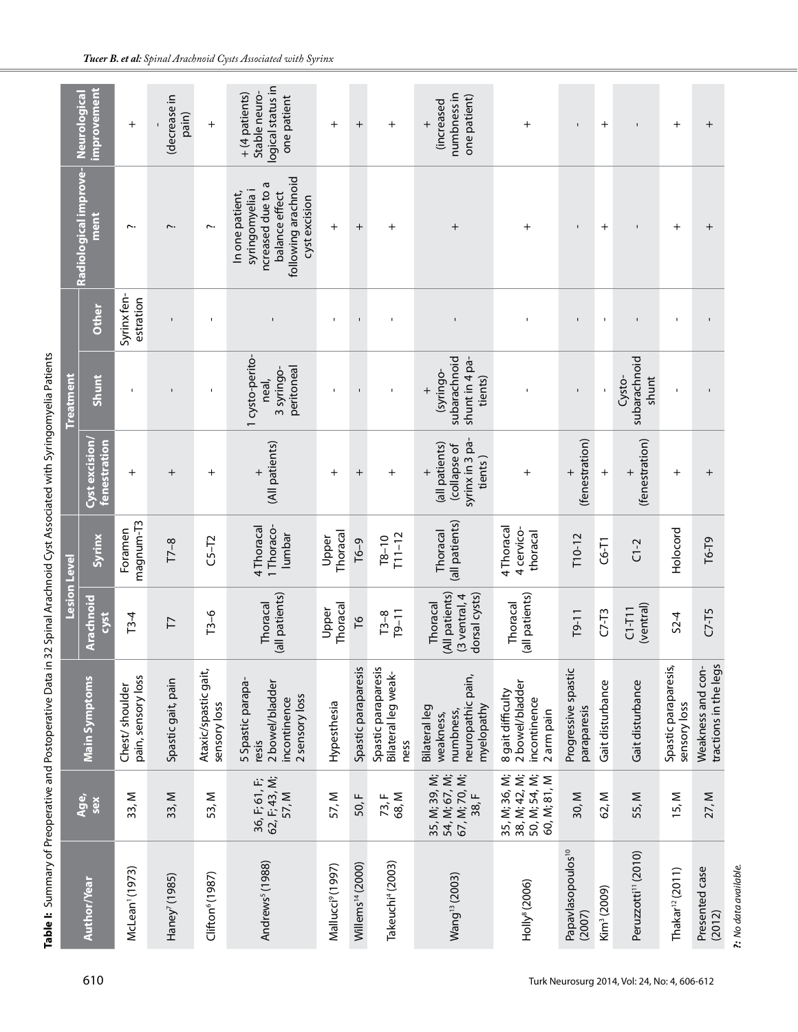**Table I:** Summary of Preoperative and Postoperative Data in 32 Spinal Arachnoid Cyst Associated with Syringomyelia Patients

| Author/Year | Age, sex | Main Symptoms | Lesion Level | | Treatment | | | Radiological improvement | Neurological improvement |
|---|---|---|---|---|---|---|---|---|---|
| | | | Arachnoid cyst | Syrinx | Cyst excision/ fenestration | Shunt | Other | | |
| McLean[1] (1973) | 33, M | Chest/ shoulder pain, sensory loss | T3-4 | Foramen magnum-T3 | + | - | Syrinx fenestration | ? | + |
| Haney[7] (1985) | 33, M | Spastic gait, pain | T7 | T7–8 | + | - | - | ? | - (decrease in pain) |
| Clifton[6] (1987) | 53, M | Ataxic/spastic gait, sensory loss | T3–6 | C5–T2 | + | - | - | ? | + |
| Andrews[5] (1988) | 36, F; 61, F; 62, F; 43, M; 57, M | 5 Spastic paraparesis 2 bowel/bladder incontinence 2 sensory loss | Thoracal (all patients) | 4 Thoracal 1 Thoraco-lumbar | + (All patients) | 1 cysto-peritoneal, 3 syringo-peritoneal | - | In one patient, syringomyelia increased due to a balance effect following arachnoid cyst excision | + (4 patients) Stable neurological status in one patient |
| Mallucci[9] (1997) | 57, M | Hypesthesia | Upper Thoracal | Upper Thoracal | + | - | - | + | + |
| Willems[14] (2000) | 50, F | Spastic paraparesis | T6 | T6–9 | + | - | - | + | + |
| Takeuchi[4] (2003) | 73, F 68, M | Spastic paraparesis Bilateral leg weakness | T3–8 T9–11 | T8–10 T11–12 | + | - | - | + | + |
| Wang[13] (2003) | 35, M; 39, M; 54, M; 67, M; 67, M; 70, M; 38, F | Bilateral leg weakness, numbness, neuropathic pain, myelopathy | Thoracal (All patients) (3 ventral, 4 dorsal cysts) | Thoracal (all patients) | + (all patients) (collapse of syrinx in 3 patients ) | + (syringo-subarachnoid shunt in 4 patients) | - | + | + (increased numbness in one patient) |
| Holly[8] (2006) | 35, M; 36, M; 38, M; 42, M; 50, M; 54, M; 60, M; 81, M | 8 gait difficulty 2 bowel/bladder incontinence 2 arm pain | Thoracal (all patients) | 4 Thoracal 4 cervico-thoracal | + | - | - | + | + |
| Papavlasopoulos[10] (2007) | 30, M | Progressive spastic paraparesis | T9-11 | T10-12 | + (fenestration) | - | - | - | - |
| Kim[3] (2009) | 62, M | Gait disturbance | C7-T3 | C6-T1 | + | - | - | + | + |
| Peruzzotti[11] (2010) | 55, M | Gait disturbance | C1-T11 (ventral) | C1-2 | + (fenestration) | Cysto-subarachnoid shunt | - | - | - |
| Thakar[12] (2011) | 15, M | Spastic paraparesis, sensory loss | S2-4 | Holocord | + | - | - | + | + |
| Presented case (2012) | 27, M | Weakness and contractions in the legs | C7-T5 | T6-T9 | + | - | - | + | + |

*?: No data available.*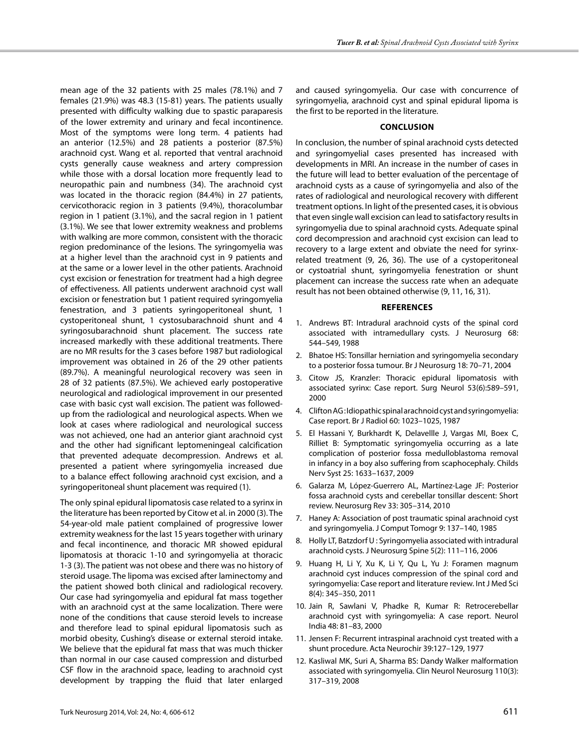mean age of the 32 patients with 25 males (78.1%) and 7 females (21.9%) was 48.3 (15-81) years. The patients usually presented with difficulty walking due to spastic paraparesis of the lower extremity and urinary and fecal incontinence. Most of the symptoms were long term. 4 patients had an anterior (12.5%) and 28 patients a posterior (87.5%) arachnoid cyst. Wang et al. reported that ventral arachnoid cysts generally cause weakness and artery compression while those with a dorsal location more frequently lead to neuropathic pain and numbness (34). The arachnoid cyst was located in the thoracic region (84.4%) in 27 patients, cervicothoracic region in 3 patients (9.4%), thoracolumbar region in 1 patient (3.1%), and the sacral region in 1 patient (3.1%). We see that lower extremity weakness and problems with walking are more common, consistent with the thoracic region predominance of the lesions. The syringomyelia was at a higher level than the arachnoid cyst in 9 patients and at the same or a lower level in the other patients. Arachnoid cyst excision or fenestration for treatment had a high degree of effectiveness. All patients underwent arachnoid cyst wall excision or fenestration but 1 patient required syringomyelia fenestration, and 3 patients syringoperitoneal shunt, 1 cystoperitoneal shunt, 1 cystosubarachnoid shunt and 4 syringosubarachnoid shunt placement. The success rate increased markedly with these additional treatments. There are no MR results for the 3 cases before 1987 but radiological improvement was obtained in 26 of the 29 other patients (89.7%). A meaningful neurological recovery was seen in 28 of 32 patients (87.5%). We achieved early postoperative neurological and radiological improvement in our presented case with basic cyst wall excision. The patient was followed-up from the radiological and neurological aspects. When we look at cases where radiological and neurological success was not achieved, one had an anterior giant arachnoid cyst and the other had significant leptomeningeal calcification that prevented adequate decompression. Andrews et al. presented a patient where syringomyelia increased due to a balance effect following arachnoid cyst excision, and a syringoperitoneal shunt placement was required (1).

The only spinal epidural lipomatosis case related to a syrinx in the literature has been reported by Citow et al. in 2000 (3). The 54-year-old male patient complained of progressive lower extremity weakness for the last 15 years together with urinary and fecal incontinence, and thoracic MR showed epidural lipomatosis at thoracic 1-10 and syringomyelia at thoracic 1-3 (3). The patient was not obese and there was no history of steroid usage. The lipoma was excised after laminectomy and the patient showed both clinical and radiological recovery. Our case had syringomyelia and epidural fat mass together with an arachnoid cyst at the same localization. There were none of the conditions that cause steroid levels to increase and therefore lead to spinal epidural lipomatosis such as morbid obesity, Cushing's disease or external steroid intake. We believe that the epidural fat mass that was much thicker than normal in our case caused compression and disturbed CSF flow in the arachnoid space, leading to arachnoid cyst development by trapping the fluid that later enlarged and caused syringomyelia. Our case with concurrence of syringomyelia, arachnoid cyst and spinal epidural lipoma is the first to be reported in the literature.

## CONCLUSION

In conclusion, the number of spinal arachnoid cysts detected and syringomyelial cases presented has increased with developments in MRI. An increase in the number of cases in the future will lead to better evaluation of the percentage of arachnoid cysts as a cause of syringomyelia and also of the rates of radiological and neurological recovery with different treatment options. In light of the presented cases, it is obvious that even single wall excision can lead to satisfactory results in syringomyelia due to spinal arachnoid cysts. Adequate spinal cord decompression and arachnoid cyst excision can lead to recovery to a large extent and obviate the need for syrinx-related treatment (9, 26, 36). The use of a cystoperitoneal or cystoatrial shunt, syringomyelia fenestration or shunt placement can increase the success rate when an adequate result has not been obtained otherwise (9, 11, 16, 31).

## REFERENCES

1. Andrews BT: Intradural arachnoid cysts of the spinal cord associated with intramedullary cysts. J Neurosurg 68: 544–549, 1988
2. Bhatoe HS: Tonsillar herniation and syringomyelia secondary to a posterior fossa tumour. Br J Neurosurg 18: 70–71, 2004
3. Citow JS, Kranzler: Thoracic epidural lipomatosis with associated syrinx: Case report. Surg Neurol 53(6):589–591, 2000
4. Clifton AG: Idiopathic spinal arachnoid cyst and syringomyelia: Case report. Br J Radiol 60: 1023–1025, 1987
5. El Hassani Y, Burkhardt K, Delavellle J, Vargas MI, Boex C, Rilliet B: Symptomatic syringomyelia occurring as a late complication of posterior fossa medulloblastoma removal in infancy in a boy also suffering from scaphocephaly. Childs Nerv Syst 25: 1633–1637, 2009
6. Galarza M, López-Guerrero AL, Martínez-Lage JF: Posterior fossa arachnoid cysts and cerebellar tonsillar descent: Short review. Neurosurg Rev 33: 305–314, 2010
7. Haney A: Association of post traumatic spinal arachnoid cyst and syringomyelia. J Comput Tomogr 9: 137–140, 1985
8. Holly LT, Batzdorf U : Syringomyelia associated with intradural arachnoid cysts. J Neurosurg Spine 5(2): 111–116, 2006
9. Huang H, Li Y, Xu K, Li Y, Qu L, Yu J: Foramen magnum arachnoid cyst induces compression of the spinal cord and syringomyelia: Case report and literature review. Int J Med Sci 8(4): 345–350, 2011
10. Jain R, Sawlani V, Phadke R, Kumar R: Retrocerebellar arachnoid cyst with syringomyelia: A case report. Neurol India 48: 81–83, 2000
11. Jensen F: Recurrent intraspinal arachnoid cyst treated with a shunt procedure. Acta Neurochir 39:127–129, 1977
12. Kasliwal MK, Suri A, Sharma BS: Dandy Walker malformation associated with syringomyelia. Clin Neurol Neurosurg 110(3): 317–319, 2008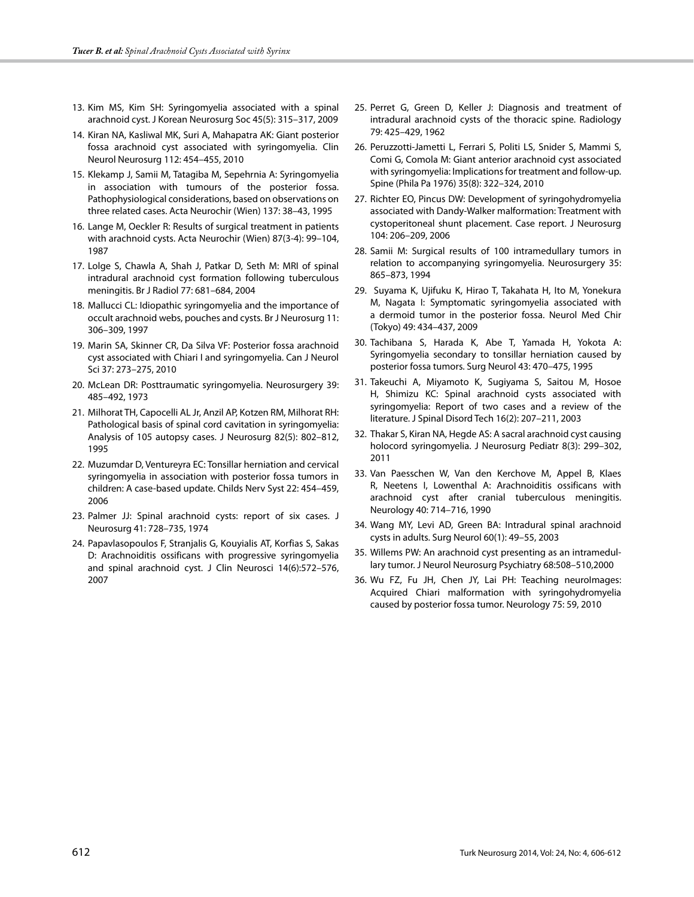13. Kim MS, Kim SH: Syringomyelia associated with a spinal arachnoid cyst. J Korean Neurosurg Soc 45(5): 315–317, 2009
14. Kiran NA, Kasliwal MK, Suri A, Mahapatra AK: Giant posterior fossa arachnoid cyst associated with syringomyelia. Clin Neurol Neurosurg 112: 454–455, 2010
15. Klekamp J, Samii M, Tatagiba M, Sepehrnia A: Syringomyelia in association with tumours of the posterior fossa. Pathophysiological considerations, based on observations on three related cases. Acta Neurochir (Wien) 137: 38–43, 1995
16. Lange M, Oeckler R: Results of surgical treatment in patients with arachnoid cysts. Acta Neurochir (Wien) 87(3-4): 99–104, 1987
17. Lolge S, Chawla A, Shah J, Patkar D, Seth M: MRI of spinal intradural arachnoid cyst formation following tuberculous meningitis. Br J Radiol 77: 681–684, 2004
18. Mallucci CL: Idiopathic syringomyelia and the importance of occult arachnoid webs, pouches and cysts. Br J Neurosurg 11: 306–309, 1997
19. Marin SA, Skinner CR, Da Silva VF: Posterior fossa arachnoid cyst associated with Chiari I and syringomyelia. Can J Neurol Sci 37: 273–275, 2010
20. McLean DR: Posttraumatic syringomyelia. Neurosurgery 39: 485–492, 1973
21. Milhorat TH, Capocelli AL Jr, Anzil AP, Kotzen RM, Milhorat RH: Pathological basis of spinal cord cavitation in syringomyelia: Analysis of 105 autopsy cases. J Neurosurg 82(5): 802–812, 1995
22. Muzumdar D, Ventureyra EC: Tonsillar herniation and cervical syringomyelia in association with posterior fossa tumors in children: A case-based update. Childs Nerv Syst 22: 454–459, 2006
23. Palmer JJ: Spinal arachnoid cysts: report of six cases. J Neurosurg 41: 728–735, 1974
24. Papavlasopoulos F, Stranjalis G, Kouyialis AT, Korfias S, Sakas D: Arachnoiditis ossificans with progressive syringomyelia and spinal arachnoid cyst. J Clin Neurosci 14(6):572–576, 2007
25. Perret G, Green D, Keller J: Diagnosis and treatment of intradural arachnoid cysts of the thoracic spine. Radiology 79: 425–429, 1962
26. Peruzzotti-Jametti L, Ferrari S, Politi LS, Snider S, Mammi S, Comi G, Comola M: Giant anterior arachnoid cyst associated with syringomyelia: Implications for treatment and follow-up. Spine (Phila Pa 1976) 35(8): 322–324, 2010
27. Richter EO, Pincus DW: Development of syringohydromyelia associated with Dandy-Walker malformation: Treatment with cystoperitoneal shunt placement. Case report. J Neurosurg 104: 206–209, 2006
28. Samii M: Surgical results of 100 intramedullary tumors in relation to accompanying syringomyelia. Neurosurgery 35: 865–873, 1994
29. Suyama K, Ujifuku K, Hirao T, Takahata H, Ito M, Yonekura M, Nagata I: Symptomatic syringomyelia associated with a dermoid tumor in the posterior fossa. Neurol Med Chir (Tokyo) 49: 434–437, 2009
30. Tachibana S, Harada K, Abe T, Yamada H, Yokota A: Syringomyelia secondary to tonsillar herniation caused by posterior fossa tumors. Surg Neurol 43: 470–475, 1995
31. Takeuchi A, Miyamoto K, Sugiyama S, Saitou M, Hosoe H, Shimizu KC: Spinal arachnoid cysts associated with syringomyelia: Report of two cases and a review of the literature. J Spinal Disord Tech 16(2): 207–211, 2003
32. Thakar S, Kiran NA, Hegde AS: A sacral arachnoid cyst causing holocord syringomyelia. J Neurosurg Pediatr 8(3): 299–302, 2011
33. Van Paesschen W, Van den Kerchove M, Appel B, Klaes R, Neetens I, Lowenthal A: Arachnoiditis ossificans with arachnoid cyst after cranial tuberculous meningitis. Neurology 40: 714–716, 1990
34. Wang MY, Levi AD, Green BA: Intradural spinal arachnoid cysts in adults. Surg Neurol 60(1): 49–55, 2003
35. Willems PW: An arachnoid cyst presenting as an intramedullary tumor. J Neurol Neurosurg Psychiatry 68:508–510,2000
36. Wu FZ, Fu JH, Chen JY, Lai PH: Teaching neuroImages: Acquired Chiari malformation with syringohydromyelia caused by posterior fossa tumor. Neurology 75: 59, 2010